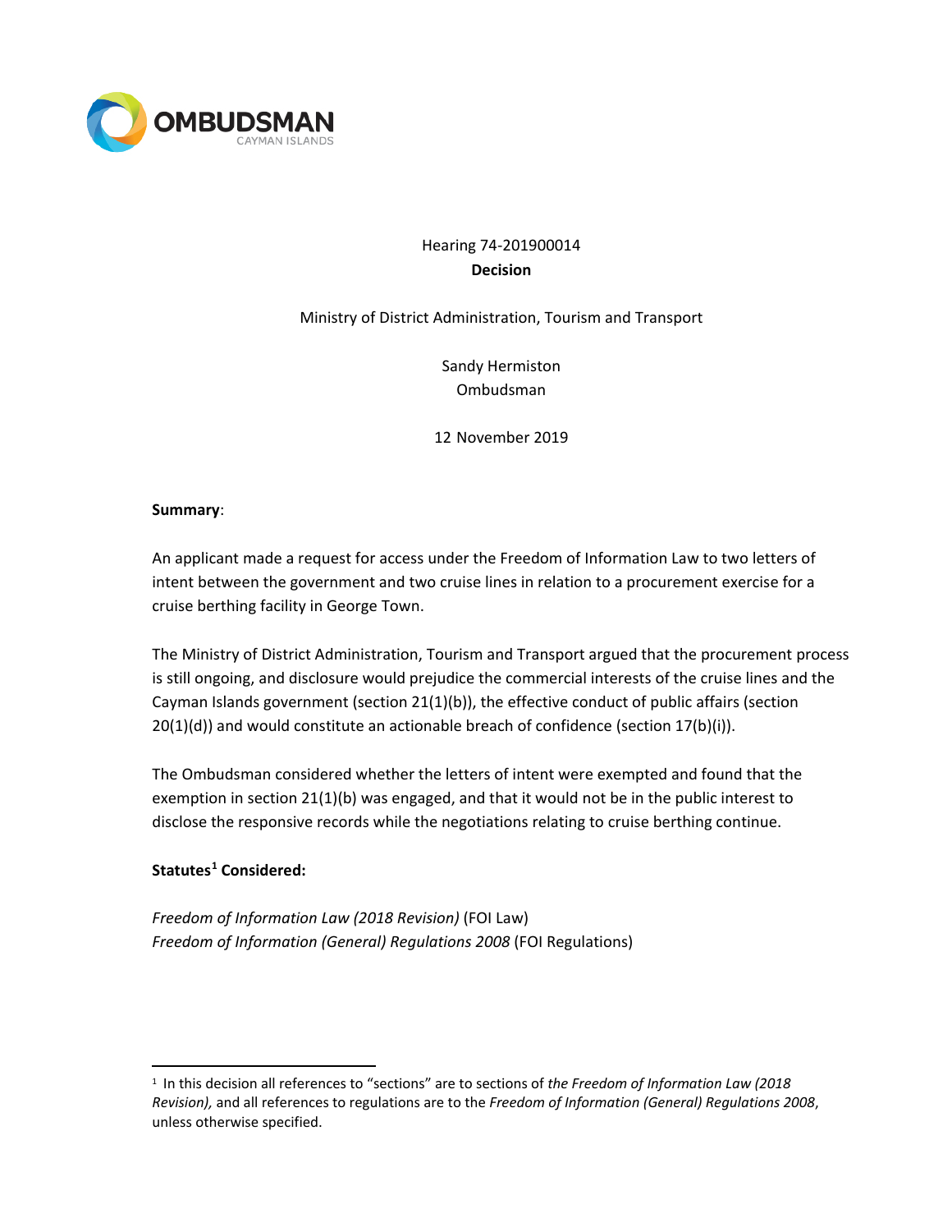OMBUDSMAN
CAYMAN ISLANDS

Hearing 74-201900014
**Decision**

Ministry of District Administration, Tourism and Transport

Sandy Hermiston
Ombudsman

12 November 2019

**Summary**:

An applicant made a request for access under the Freedom of Information Law to two letters of intent between the government and two cruise lines in relation to a procurement exercise for a cruise berthing facility in George Town.

The Ministry of District Administration, Tourism and Transport argued that the procurement process is still ongoing, and disclosure would prejudice the commercial interests of the cruise lines and the Cayman Islands government (section 21(1)(b)), the effective conduct of public affairs (section 20(1)(d)) and would constitute an actionable breach of confidence (section 17(b)(i)).

The Ombudsman considered whether the letters of intent were exempted and found that the exemption in section 21(1)(b) was engaged, and that it would not be in the public interest to disclose the responsive records while the negotiations relating to cruise berthing continue.

**Statutes[1] Considered:**

*Freedom of Information Law (2018 Revision)* (FOI Law)
*Freedom of Information (General) Regulations 2008* (FOI Regulations)

---

[1] In this decision all references to "sections" are to sections of *the Freedom of Information Law (2018 Revision),* and all references to regulations are to the *Freedom of Information (General) Regulations 2008*, unless otherwise specified.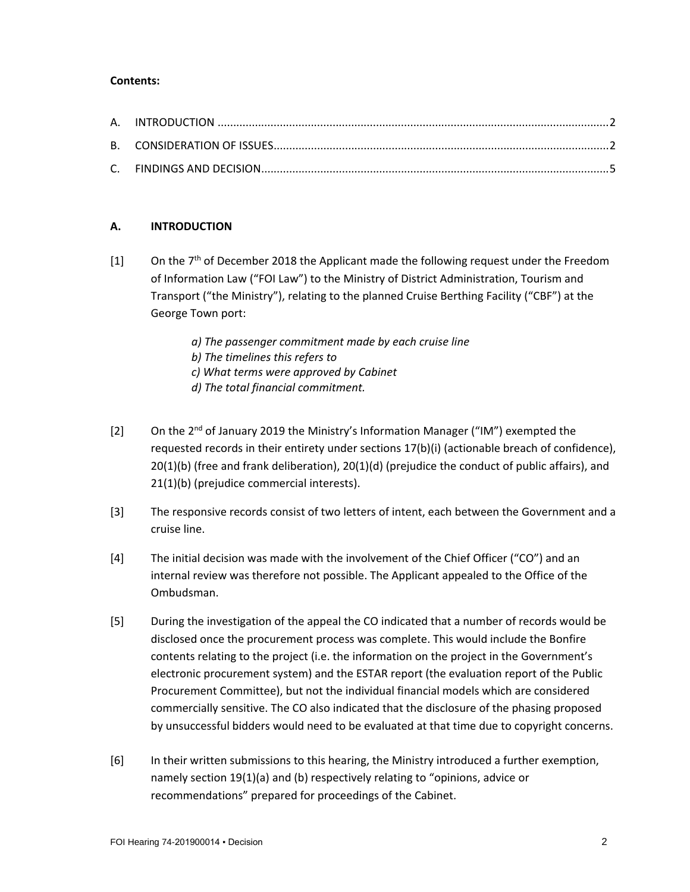**Contents:**

A. INTRODUCTION ....................................................................................................................2

B. CONSIDERATION OF ISSUES...............................................................................................2

C. FINDINGS AND DECISION....................................................................................................5

## A. INTRODUCTION

[1] On the 7th of December 2018 the Applicant made the following request under the Freedom of Information Law ("FOI Law") to the Ministry of District Administration, Tourism and Transport ("the Ministry"), relating to the planned Cruise Berthing Facility ("CBF") at the George Town port:

> *a) The passenger commitment made by each cruise line*
> *b) The timelines this refers to*
> *c) What terms were approved by Cabinet*
> *d) The total financial commitment.*

[2] On the 2nd of January 2019 the Ministry's Information Manager ("IM") exempted the requested records in their entirety under sections 17(b)(i) (actionable breach of confidence), 20(1)(b) (free and frank deliberation), 20(1)(d) (prejudice the conduct of public affairs), and 21(1)(b) (prejudice commercial interests).

[3] The responsive records consist of two letters of intent, each between the Government and a cruise line.

[4] The initial decision was made with the involvement of the Chief Officer ("CO") and an internal review was therefore not possible. The Applicant appealed to the Office of the Ombudsman.

[5] During the investigation of the appeal the CO indicated that a number of records would be disclosed once the procurement process was complete. This would include the Bonfire contents relating to the project (i.e. the information on the project in the Government's electronic procurement system) and the ESTAR report (the evaluation report of the Public Procurement Committee), but not the individual financial models which are considered commercially sensitive. The CO also indicated that the disclosure of the phasing proposed by unsuccessful bidders would need to be evaluated at that time due to copyright concerns.

[6] In their written submissions to this hearing, the Ministry introduced a further exemption, namely section 19(1)(a) and (b) respectively relating to "opinions, advice or recommendations" prepared for proceedings of the Cabinet.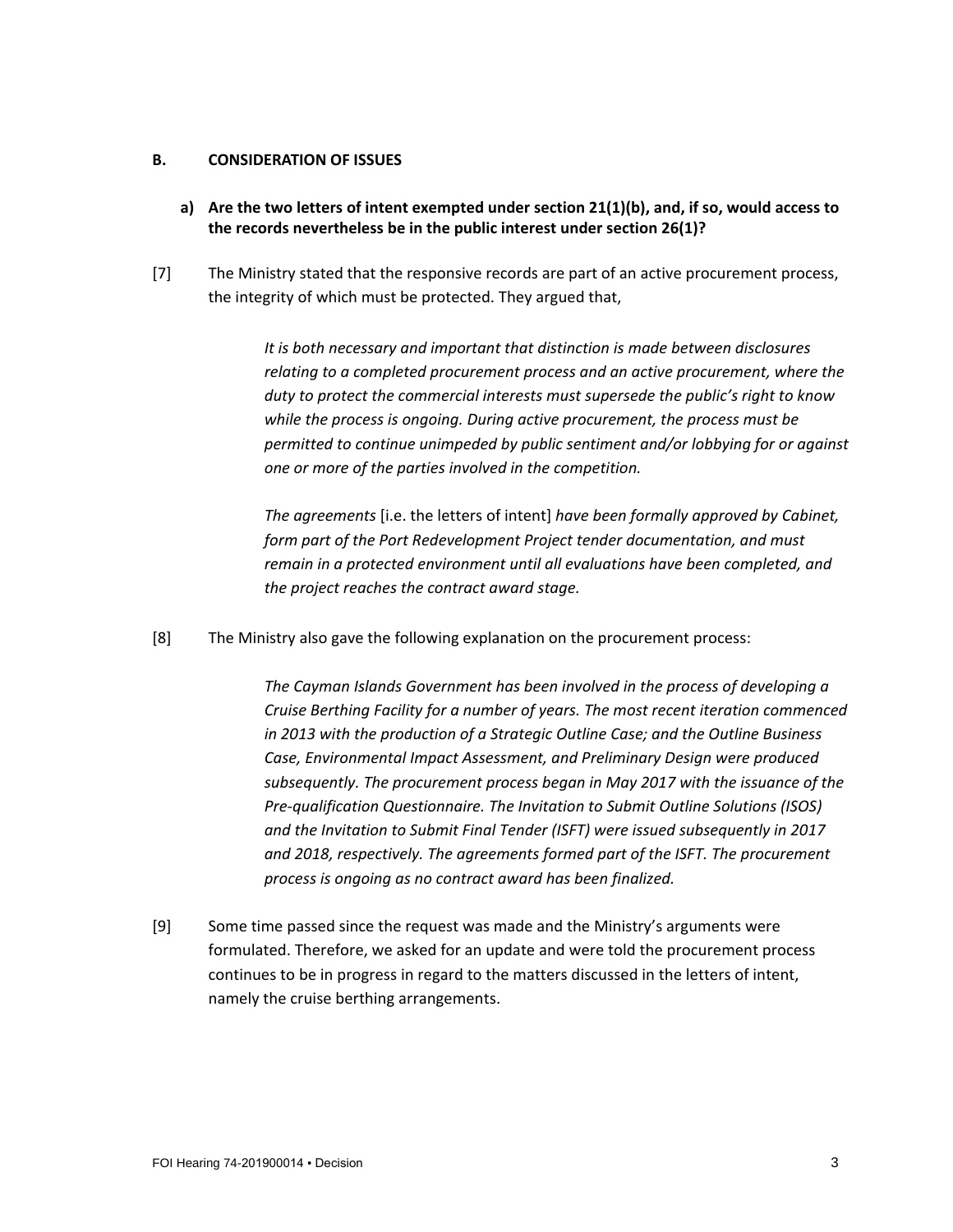## B. CONSIDERATION OF ISSUES

### a) Are the two letters of intent exempted under section 21(1)(b), and, if so, would access to the records nevertheless be in the public interest under section 26(1)?

[7] The Ministry stated that the responsive records are part of an active procurement process, the integrity of which must be protected. They argued that,

> *It is both necessary and important that distinction is made between disclosures relating to a completed procurement process and an active procurement, where the duty to protect the commercial interests must supersede the public's right to know while the process is ongoing. During active procurement, the process must be permitted to continue unimpeded by public sentiment and/or lobbying for or against one or more of the parties involved in the competition.*
>
> *The agreements* [i.e. the letters of intent] *have been formally approved by Cabinet, form part of the Port Redevelopment Project tender documentation, and must remain in a protected environment until all evaluations have been completed, and the project reaches the contract award stage.*

[8] The Ministry also gave the following explanation on the procurement process:

> *The Cayman Islands Government has been involved in the process of developing a Cruise Berthing Facility for a number of years. The most recent iteration commenced in 2013 with the production of a Strategic Outline Case; and the Outline Business Case, Environmental Impact Assessment, and Preliminary Design were produced subsequently. The procurement process began in May 2017 with the issuance of the Pre-qualification Questionnaire. The Invitation to Submit Outline Solutions (ISOS) and the Invitation to Submit Final Tender (ISFT) were issued subsequently in 2017 and 2018, respectively. The agreements formed part of the ISFT. The procurement process is ongoing as no contract award has been finalized.*

[9] Some time passed since the request was made and the Ministry's arguments were formulated. Therefore, we asked for an update and were told the procurement process continues to be in progress in regard to the matters discussed in the letters of intent, namely the cruise berthing arrangements.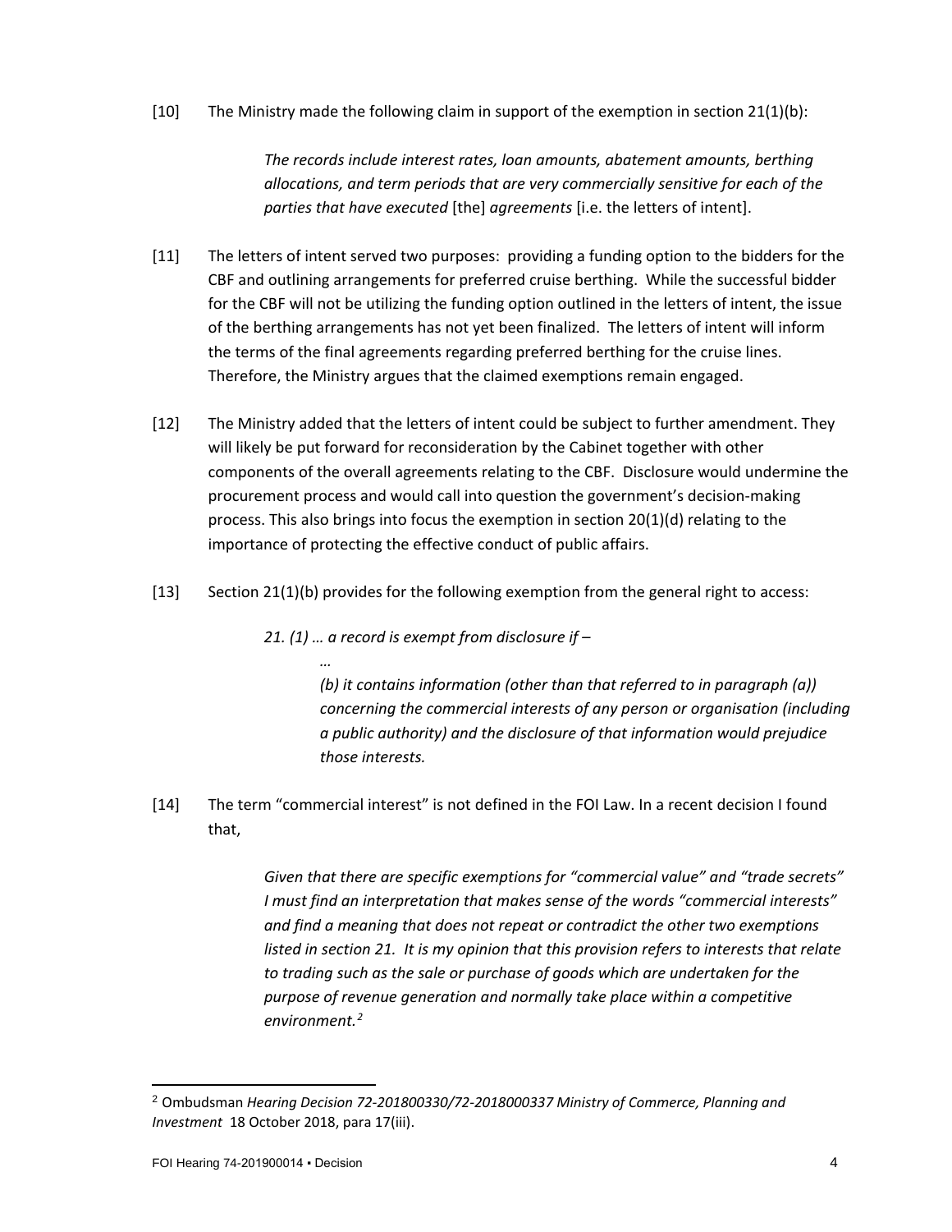[10] The Ministry made the following claim in support of the exemption in section 21(1)(b):

> *The records include interest rates, loan amounts, abatement amounts, berthing allocations, and term periods that are very commercially sensitive for each of the parties that have executed* [the] *agreements* [i.e. the letters of intent].

[11] The letters of intent served two purposes: providing a funding option to the bidders for the CBF and outlining arrangements for preferred cruise berthing. While the successful bidder for the CBF will not be utilizing the funding option outlined in the letters of intent, the issue of the berthing arrangements has not yet been finalized. The letters of intent will inform the terms of the final agreements regarding preferred berthing for the cruise lines. Therefore, the Ministry argues that the claimed exemptions remain engaged.

[12] The Ministry added that the letters of intent could be subject to further amendment. They will likely be put forward for reconsideration by the Cabinet together with other components of the overall agreements relating to the CBF. Disclosure would undermine the procurement process and would call into question the government's decision-making process. This also brings into focus the exemption in section 20(1)(d) relating to the importance of protecting the effective conduct of public affairs.

[13] Section 21(1)(b) provides for the following exemption from the general right to access:

> *21. (1) … a record is exempt from disclosure if –*
>
> *…*
>
> *(b) it contains information (other than that referred to in paragraph (a)) concerning the commercial interests of any person or organisation (including a public authority) and the disclosure of that information would prejudice those interests.*

[14] The term "commercial interest" is not defined in the FOI Law. In a recent decision I found that,

> *Given that there are specific exemptions for "commercial value" and "trade secrets" I must find an interpretation that makes sense of the words "commercial interests" and find a meaning that does not repeat or contradict the other two exemptions listed in section 21. It is my opinion that this provision refers to interests that relate to trading such as the sale or purchase of goods which are undertaken for the purpose of revenue generation and normally take place within a competitive environment.*[2]

---

[2] Ombudsman *Hearing Decision 72-201800330/72-2018000337 Ministry of Commerce, Planning and Investment* 18 October 2018, para 17(iii).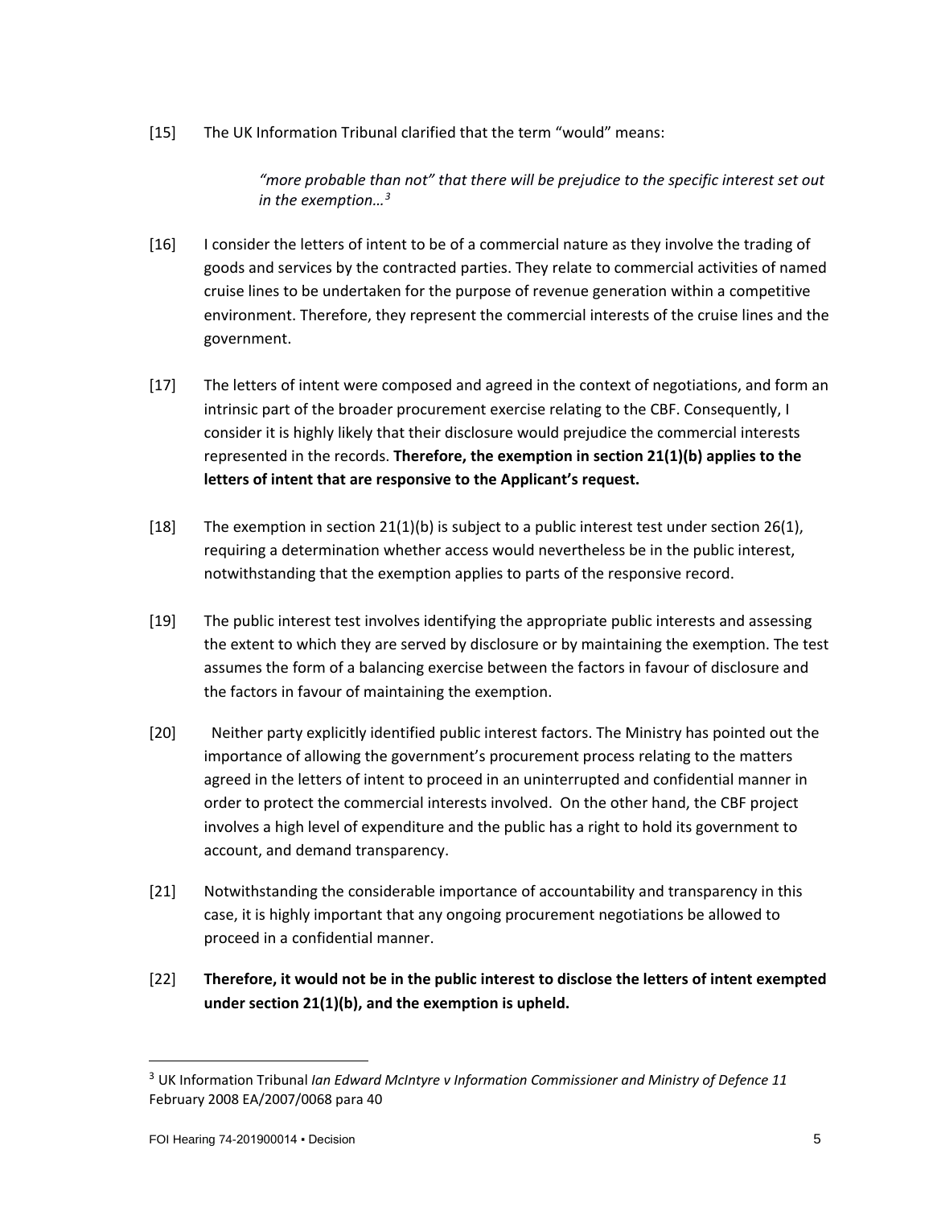[15] The UK Information Tribunal clarified that the term "would" means:

> *"more probable than not" that there will be prejudice to the specific interest set out in the exemption…*[3]

[16] I consider the letters of intent to be of a commercial nature as they involve the trading of goods and services by the contracted parties. They relate to commercial activities of named cruise lines to be undertaken for the purpose of revenue generation within a competitive environment. Therefore, they represent the commercial interests of the cruise lines and the government.

[17] The letters of intent were composed and agreed in the context of negotiations, and form an intrinsic part of the broader procurement exercise relating to the CBF. Consequently, I consider it is highly likely that their disclosure would prejudice the commercial interests represented in the records. **Therefore, the exemption in section 21(1)(b) applies to the letters of intent that are responsive to the Applicant's request.**

[18] The exemption in section 21(1)(b) is subject to a public interest test under section 26(1), requiring a determination whether access would nevertheless be in the public interest, notwithstanding that the exemption applies to parts of the responsive record.

[19] The public interest test involves identifying the appropriate public interests and assessing the extent to which they are served by disclosure or by maintaining the exemption. The test assumes the form of a balancing exercise between the factors in favour of disclosure and the factors in favour of maintaining the exemption.

[20] Neither party explicitly identified public interest factors. The Ministry has pointed out the importance of allowing the government's procurement process relating to the matters agreed in the letters of intent to proceed in an uninterrupted and confidential manner in order to protect the commercial interests involved. On the other hand, the CBF project involves a high level of expenditure and the public has a right to hold its government to account, and demand transparency.

[21] Notwithstanding the considerable importance of accountability and transparency in this case, it is highly important that any ongoing procurement negotiations be allowed to proceed in a confidential manner.

[22] **Therefore, it would not be in the public interest to disclose the letters of intent exempted under section 21(1)(b), and the exemption is upheld.**

---

[3] UK Information Tribunal *Ian Edward McIntyre v Information Commissioner and Ministry of Defence 11* February 2008 EA/2007/0068 para 40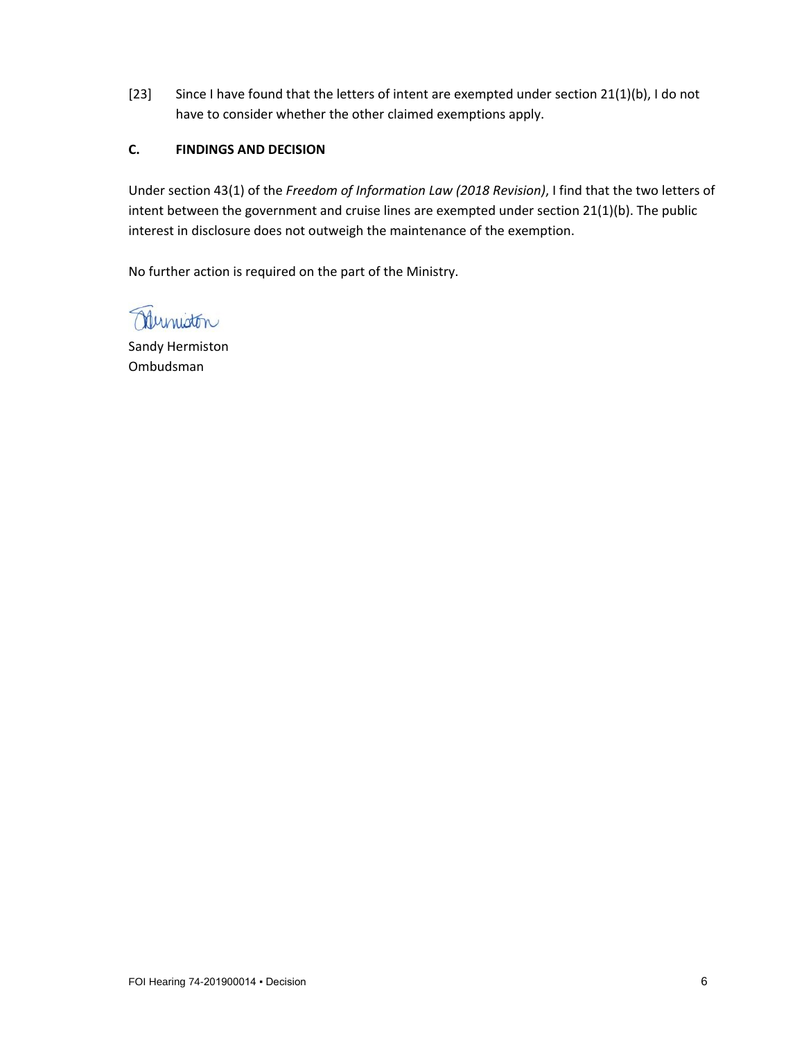[23] Since I have found that the letters of intent are exempted under section 21(1)(b), I do not have to consider whether the other claimed exemptions apply.

## C. FINDINGS AND DECISION

Under section 43(1) of the *Freedom of Information Law (2018 Revision)*, I find that the two letters of intent between the government and cruise lines are exempted under section 21(1)(b). The public interest in disclosure does not outweigh the maintenance of the exemption.

No further action is required on the part of the Ministry.

Sandy Hermiston
Ombudsman